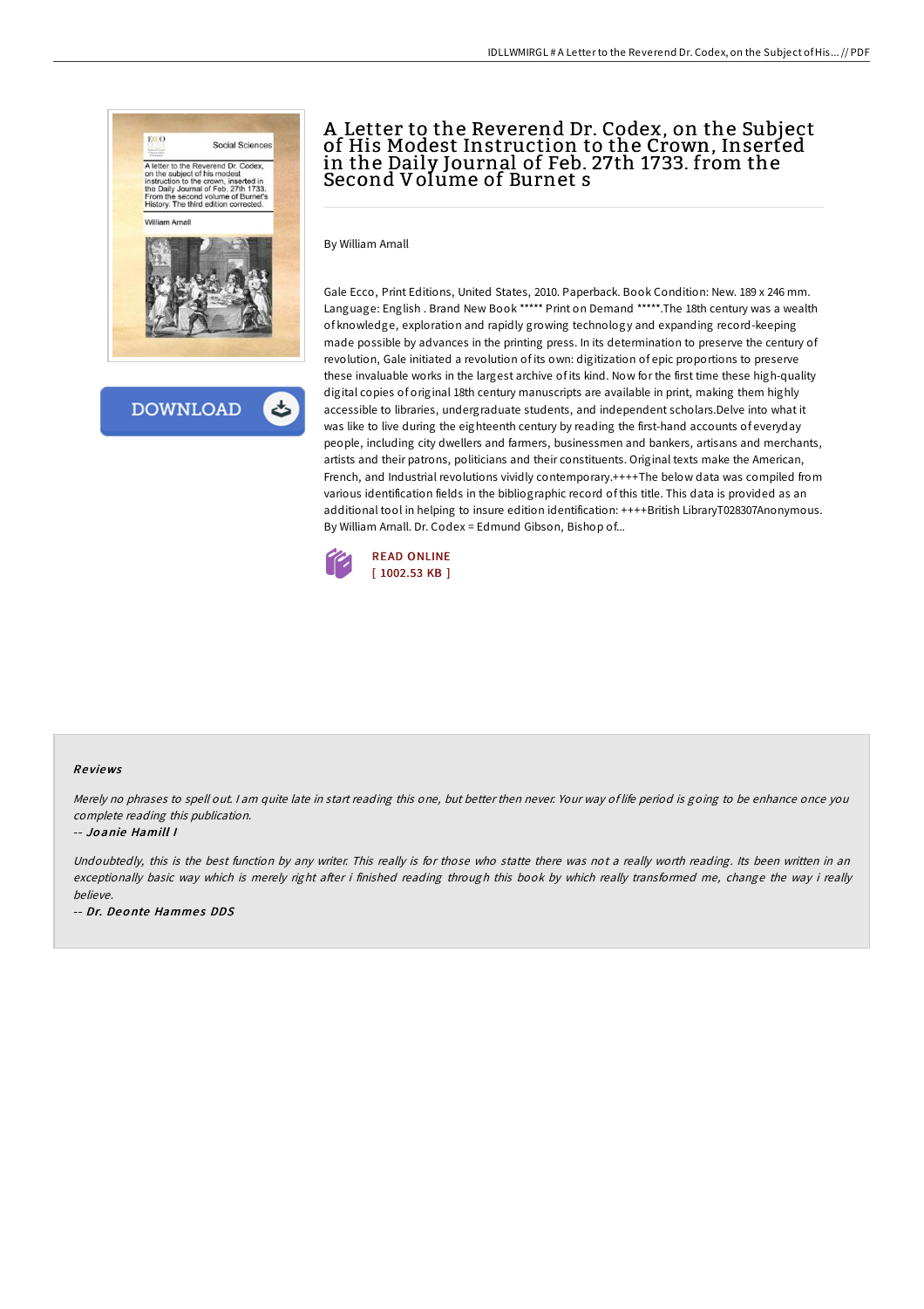# A Letter to the Reverend Dr. Codex, on the Subject of His Modest Instruction to the Crown, Inserted in the Daily Journal of Feb. 27th 1733. from the Second Volume of Burnet s

By William Arnall

Gale Ecco, Print Editions, United States, 2010. Paperback. Book Condition: New. 189 x 246 mm. Language: English . Brand New Book ***** Print on Demand *****.The 18th century was a wealth of knowledge, exploration and rapidly growing technology and expanding record-keeping made possible by advances in the printing press. In its determination to preserve the century of revolution, Gale initiated a revolution of its own: digitization of epic proportions to preserve these invaluable works in the largest archive of its kind. Now for the first time these high-quality digital copies of original 18th century manuscripts are available in print, making them highly accessible to libraries, undergraduate students, and independent scholars.Delve into what it was like to live during the eighteenth century by reading the first-hand accounts of everyday people, including city dwellers and farmers, businessmen and bankers, artisans and merchants, artists and their patrons, politicians and their constituents. Original texts make the American, French, and Industrial revolutions vividly contemporary.++++The below data was compiled from various identification fields in the bibliographic record of this title. This data is provided as an additional tool in helping to insure edition identification: ++++British LibraryT028307Anonymous. By William Arnall. Dr. Codex = Edmund Gibson, Bishop of...

READ ONLINE
[ 1002.53 KB ]

## Reviews

*Merely no phrases to spell out. I am quite late in start reading this one, but better then never. Your way of life period is going to be enhance once you complete reading this publication.*

-- *Joanie Hamill I*

*Undoubtedly, this is the best function by any writer. This really is for those who statte there was not a really worth reading. Its been written in an exceptionally basic way which is merely right after i finished reading through this book by which really transformed me, change the way i really believe.*

-- *Dr. Deonte Hammes DDS*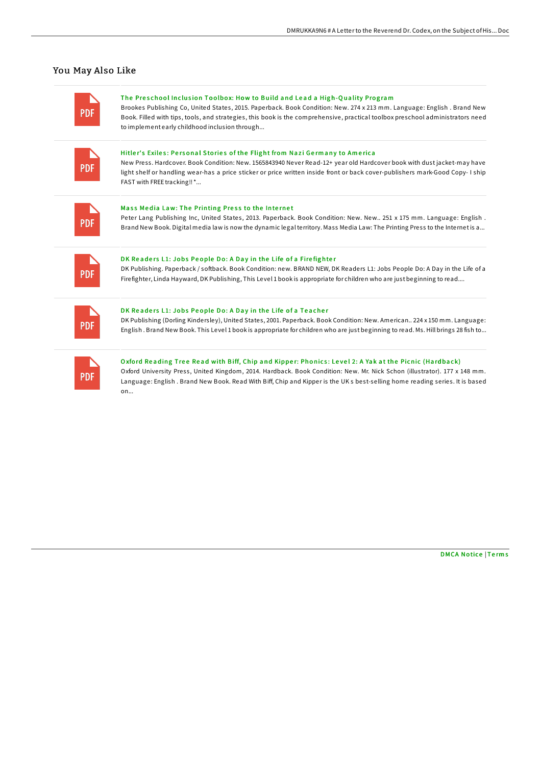## You May Also Like

### The Preschool Inclusion Toolbox: How to Build and Lead a High-Quality Program

Brookes Publishing Co, United States, 2015. Paperback. Book Condition: New. 274 x 213 mm. Language: English . Brand New Book. Filled with tips, tools, and strategies, this book is the comprehensive, practical toolbox preschool administrators need to implement early childhood inclusion through...

### Hitler's Exiles: Personal Stories of the Flight from Nazi Germany to America

New Press. Hardcover. Book Condition: New. 1565843940 Never Read-12+ year old Hardcover book with dust jacket-may have light shelf or handling wear-has a price sticker or price written inside front or back cover-publishers mark-Good Copy- I ship FAST with FREE tracking!! *...

### Mass Media Law: The Printing Press to the Internet

Peter Lang Publishing Inc, United States, 2013. Paperback. Book Condition: New. New.. 251 x 175 mm. Language: English . Brand New Book. Digital media law is now the dynamic legal territory. Mass Media Law: The Printing Press to the Internet is a...

### DK Readers L1: Jobs People Do: A Day in the Life of a Firefighter

DK Publishing. Paperback / softback. Book Condition: new. BRAND NEW, DK Readers L1: Jobs People Do: A Day in the Life of a Firefighter, Linda Hayward, DK Publishing, This Level 1 book is appropriate for children who are just beginning to read....

### DK Readers L1: Jobs People Do: A Day in the Life of a Teacher

DK Publishing (Dorling Kindersley), United States, 2001. Paperback. Book Condition: New. American.. 224 x 150 mm. Language: English . Brand New Book. This Level 1 book is appropriate for children who are just beginning to read. Ms. Hill brings 28 fish to...

### Oxford Reading Tree Read with Biff, Chip and Kipper: Phonics: Level 2: A Yak at the Picnic (Hardback)

Oxford University Press, United Kingdom, 2014. Hardback. Book Condition: New. Mr. Nick Schon (illustrator). 177 x 148 mm. Language: English . Brand New Book. Read With Biff, Chip and Kipper is the UK s best-selling home reading series. It is based on...